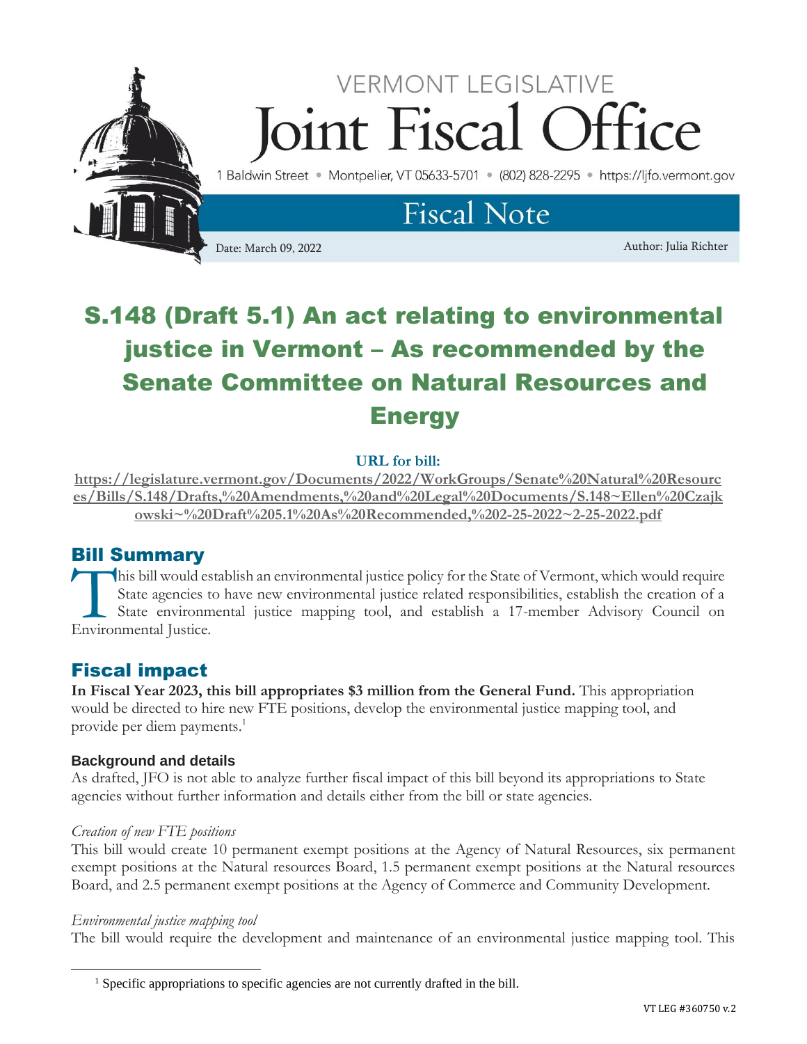VERMONT LEGISLATIVE

# Joint Fiscal Office

1 Baldwin Street • Montpelier, VT 05633-5701 • (802) 828-2295 • https://ljfo.vermont.gov

## Fiscal Note

Date: March 09, 2022

Author: Julia Richter

# S.148 (Draft 5.1) An act relating to environmental justice in Vermont – As recommended by the Senate Committee on Natural Resources and Energy

**URL for bill:**
**https://legislature.vermont.gov/Documents/2022/WorkGroups/Senate%20Natural%20Resources/Bills/S.148/Drafts,%20Amendments,%20and%20Legal%20Documents/S.148~Ellen%20Czajkowski~%20Draft%205.1%20As%20Recommended,%202-25-2022~2-25-2022.pdf**

## Bill Summary

This bill would establish an environmental justice policy for the State of Vermont, which would require State agencies to have new environmental justice related responsibilities, establish the creation of a State environmental justice mapping tool, and establish a 17-member Advisory Council on Environmental Justice.

## Fiscal impact

**In Fiscal Year 2023, this bill appropriates $3 million from the General Fund.** This appropriation would be directed to hire new FTE positions, develop the environmental justice mapping tool, and provide per diem payments.[1]

### Background and details

As drafted, JFO is not able to analyze further fiscal impact of this bill beyond its appropriations to State agencies without further information and details either from the bill or state agencies.

*Creation of new FTE positions*

This bill would create 10 permanent exempt positions at the Agency of Natural Resources, six permanent exempt positions at the Natural resources Board, 1.5 permanent exempt positions at the Natural resources Board, and 2.5 permanent exempt positions at the Agency of Commerce and Community Development.

*Environmental justice mapping tool*

The bill would require the development and maintenance of an environmental justice mapping tool. This

[1] Specific appropriations to specific agencies are not currently drafted in the bill.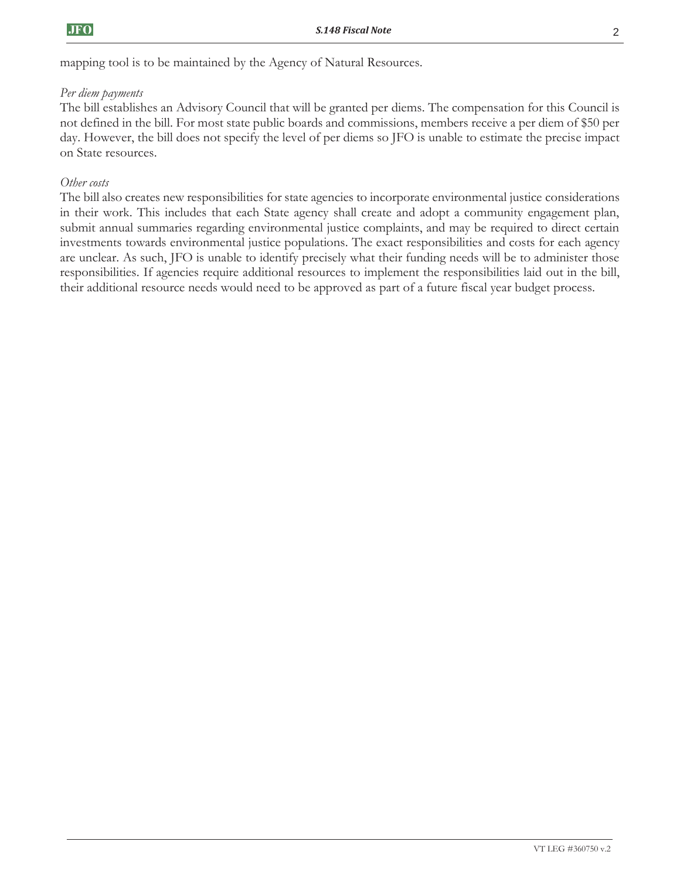mapping tool is to be maintained by the Agency of Natural Resources.

*Per diem payments*

The bill establishes an Advisory Council that will be granted per diems. The compensation for this Council is not defined in the bill. For most state public boards and commissions, members receive a per diem of $50 per day. However, the bill does not specify the level of per diems so JFO is unable to estimate the precise impact on State resources.

*Other costs*

The bill also creates new responsibilities for state agencies to incorporate environmental justice considerations in their work. This includes that each State agency shall create and adopt a community engagement plan, submit annual summaries regarding environmental justice complaints, and may be required to direct certain investments towards environmental justice populations. The exact responsibilities and costs for each agency are unclear. As such, JFO is unable to identify precisely what their funding needs will be to administer those responsibilities. If agencies require additional resources to implement the responsibilities laid out in the bill, their additional resource needs would need to be approved as part of a future fiscal year budget process.